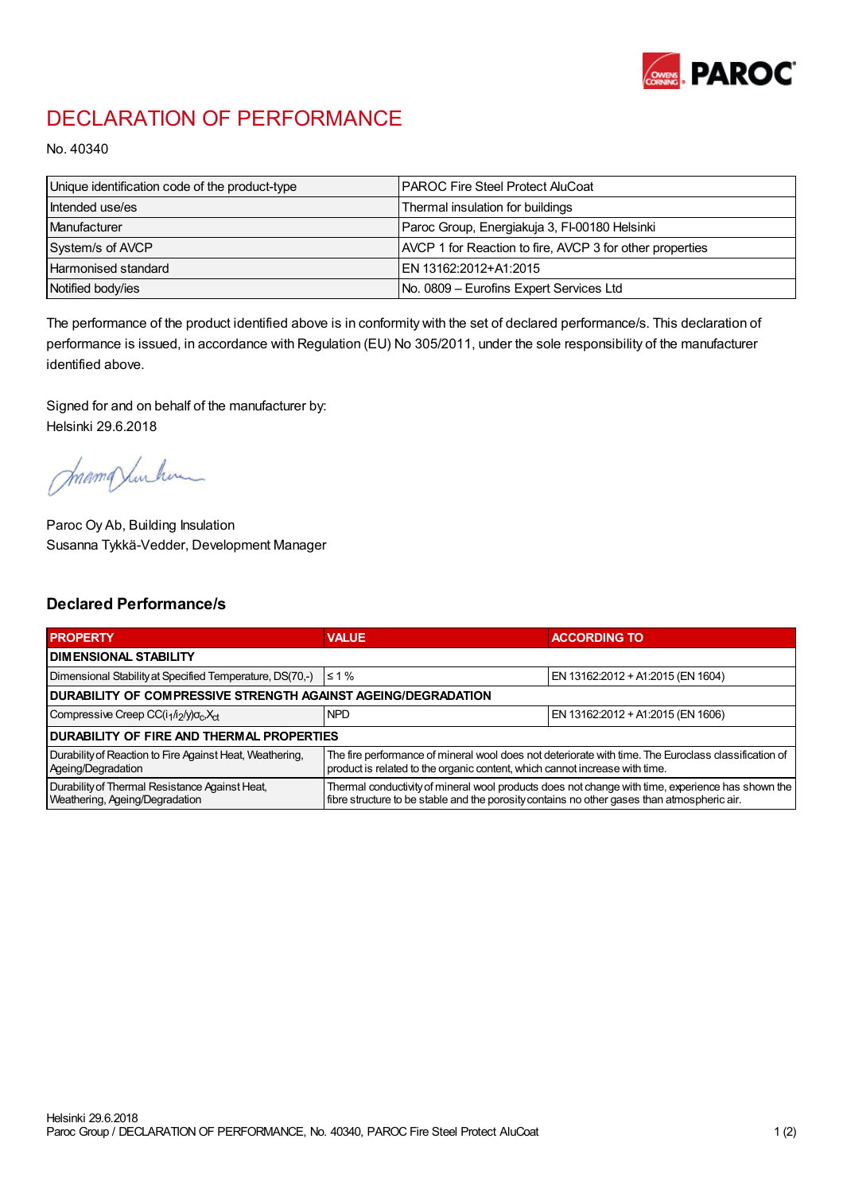# DECLARATION OF PERFORMANCE

No. 40340

| Unique identification code of the product-type | PAROC Fire Steel Protect AluCoat |
|---|---|
| Intended use/es | Thermal insulation for buildings |
| Manufacturer | Paroc Group, Energiakuja 3, FI-00180 Helsinki |
| System/s of AVCP | AVCP 1 for Reaction to fire, AVCP 3 for other properties |
| Harmonised standard | EN 13162:2012+A1:2015 |
| Notified body/ies | No. 0809 – Eurofins Expert Services Ltd |

The performance of the product identified above is in conformity with the set of declared performance/s. This declaration of performance is issued, in accordance with Regulation (EU) No 305/2011, under the sole responsibility of the manufacturer identified above.

Signed for and on behalf of the manufacturer by:
Helsinki 29.6.2018

Paroc Oy Ab, Building Insulation
Susanna Tykkä-Vedder, Development Manager

## Declared Performance/s

| PROPERTY | VALUE | ACCORDING TO |
|---|---|---|
| **DIMENSIONAL STABILITY** | | |
| Dimensional Stability at Specified Temperature, DS(70,-) | ≤ 1 % | EN 13162:2012 + A1:2015 (EN 1604) |
| **DURABILITY OF COMPRESSIVE STRENGTH AGAINST AGEING/DEGRADATION** | | |
| Compressive Creep $CC(i_1/i_2/y)\sigma_c X_{ct}$ | NPD | EN 13162:2012 + A1:2015 (EN 1606) |
| **DURABILITY OF FIRE AND THERMAL PROPERTIES** | | |
| Durability of Reaction to Fire Against Heat, Weathering, Ageing/Degradation | The fire performance of mineral wool does not deteriorate with time. The Euroclass classification of product is related to the organic content, which cannot increase with time. | |
| Durability of Thermal Resistance Against Heat, Weathering, Ageing/Degradation | Thermal conductivity of mineral wool products does not change with time, experience has shown the fibre structure to be stable and the porosity contains no other gases than atmospheric air. | |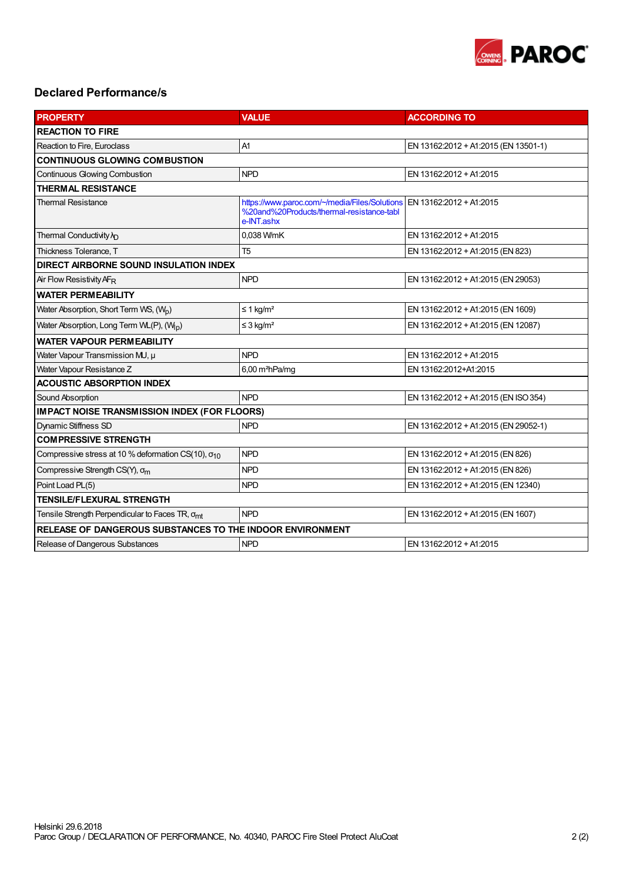## Declared Performance/s

| PROPERTY | VALUE | ACCORDING TO |
|---|---|---|
| **REACTION TO FIRE** | | |
| Reaction to Fire, Euroclass | A1 | EN 13162:2012 + A1:2015 (EN 13501-1) |
| **CONTINUOUS GLOWING COMBUSTION** | | |
| Continuous Glowing Combustion | NPD | EN 13162:2012 + A1:2015 |
| **THERMAL RESISTANCE** | | |
| Thermal Resistance | https://www.paroc.com/~/media/Files/Solutions%20and%20Products/thermal-resistance-table-INT.ashx | EN 13162:2012 + A1:2015 |
| Thermal Conductivity $\lambda_D$ | 0,038 W/mK | EN 13162:2012 + A1:2015 |
| Thickness Tolerance, T | T5 | EN 13162:2012 + A1:2015 (EN 823) |
| **DIRECT AIRBORNE SOUND INSULATION INDEX** | | |
| Air Flow Resistivity $AF_R$ | NPD | EN 13162:2012 + A1:2015 (EN 29053) |
| **WATER PERMEABILITY** | | |
| Water Absorption, Short Term WS, ($W_p$) | ≤ 1 kg/m² | EN 13162:2012 + A1:2015 (EN 1609) |
| Water Absorption, Long Term WL(P), ($W_{lp}$) | ≤ 3 kg/m² | EN 13162:2012 + A1:2015 (EN 12087) |
| **WATER VAPOUR PERMEABILITY** | | |
| Water Vapour Transmission MU, µ | NPD | EN 13162:2012 + A1:2015 |
| Water Vapour Resistance Z | 6,00 m²hPa/mg | EN 13162:2012+A1:2015 |
| **ACOUSTIC ABSORPTION INDEX** | | |
| Sound Absorption | NPD | EN 13162:2012 + A1:2015 (EN ISO 354) |
| **IMPACT NOISE TRANSMISSION INDEX (FOR FLOORS)** | | |
| Dynamic Stiffness SD | NPD | EN 13162:2012 + A1:2015 (EN 29052-1) |
| **COMPRESSIVE STRENGTH** | | |
| Compressive stress at 10 % deformation CS(10), $\sigma_{10}$ | NPD | EN 13162:2012 + A1:2015 (EN 826) |
| Compressive Strength CS(Y), $\sigma_m$ | NPD | EN 13162:2012 + A1:2015 (EN 826) |
| Point Load PL(5) | NPD | EN 13162:2012 + A1:2015 (EN 12340) |
| **TENSILE/FLEXURAL STRENGTH** | | |
| Tensile Strength Perpendicular to Faces TR, $\sigma_{mt}$ | NPD | EN 13162:2012 + A1:2015 (EN 1607) |
| **RELEASE OF DANGEROUS SUBSTANCES TO THE INDOOR ENVIRONMENT** | | |
| Release of Dangerous Substances | NPD | EN 13162:2012 + A1:2015 |

Helsinki 29.6.2018
Paroc Group / DECLARATION OF PERFORMANCE, No. 40340, PAROC Fire Steel Protect AluCoat